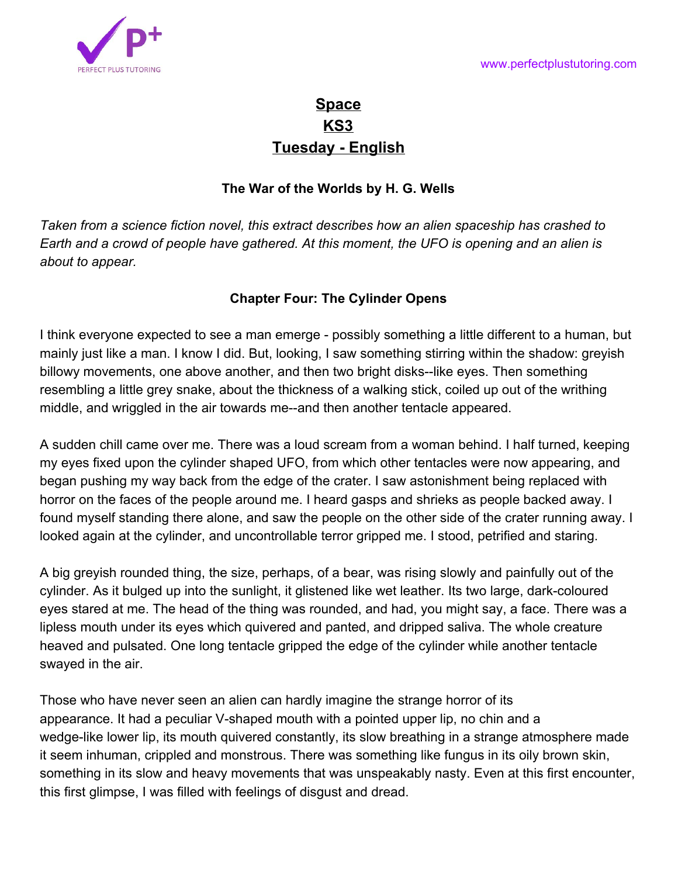# Space
# KS3
# Tuesday - English

### The War of the Worlds by H. G. Wells

*Taken from a science fiction novel, this extract describes how an alien spaceship has crashed to Earth and a crowd of people have gathered. At this moment, the UFO is opening and an alien is about to appear.*

### Chapter Four: The Cylinder Opens

I think everyone expected to see a man emerge - possibly something a little different to a human, but mainly just like a man. I know I did. But, looking, I saw something stirring within the shadow: greyish billowy movements, one above another, and then two bright disks--like eyes. Then something resembling a little grey snake, about the thickness of a walking stick, coiled up out of the writhing middle, and wriggled in the air towards me--and then another tentacle appeared.

A sudden chill came over me. There was a loud scream from a woman behind. I half turned, keeping my eyes fixed upon the cylinder shaped UFO, from which other tentacles were now appearing, and began pushing my way back from the edge of the crater. I saw astonishment being replaced with horror on the faces of the people around me. I heard gasps and shrieks as people backed away. I found myself standing there alone, and saw the people on the other side of the crater running away. I looked again at the cylinder, and uncontrollable terror gripped me. I stood, petrified and staring.

A big greyish rounded thing, the size, perhaps, of a bear, was rising slowly and painfully out of the cylinder. As it bulged up into the sunlight, it glistened like wet leather. Its two large, dark-coloured eyes stared at me. The head of the thing was rounded, and had, you might say, a face. There was a lipless mouth under its eyes which quivered and panted, and dripped saliva. The whole creature heaved and pulsated. One long tentacle gripped the edge of the cylinder while another tentacle swayed in the air.

Those who have never seen an alien can hardly imagine the strange horror of its appearance. It had a peculiar V-shaped mouth with a pointed upper lip, no chin and a wedge-like lower lip, its mouth quivered constantly, its slow breathing in a strange atmosphere made it seem inhuman, crippled and monstrous. There was something like fungus in its oily brown skin, something in its slow and heavy movements that was unspeakably nasty. Even at this first encounter, this first glimpse, I was filled with feelings of disgust and dread.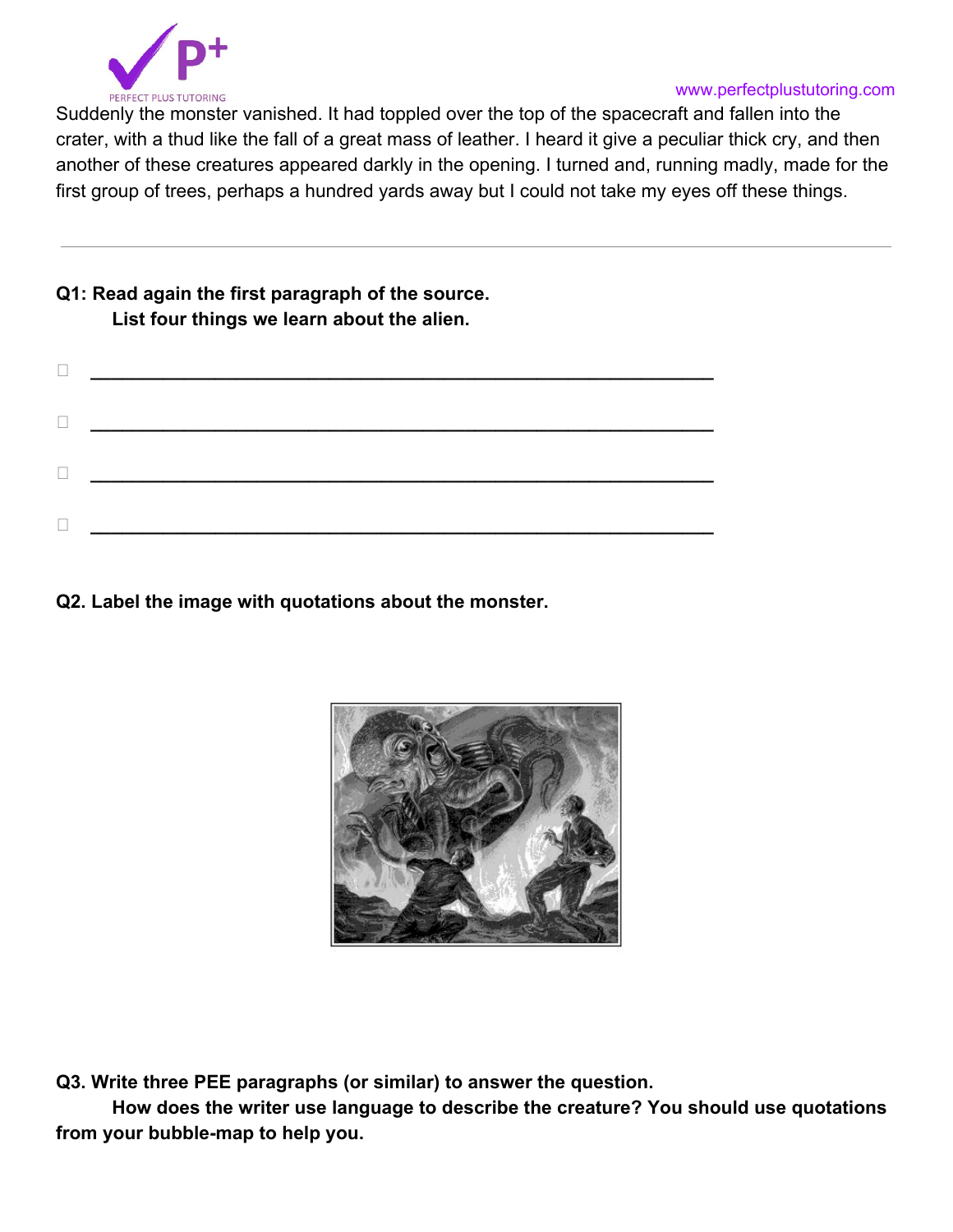Suddenly the monster vanished. It had toppled over the top of the spacecraft and fallen into the crater, with a thud like the fall of a great mass of leather. I heard it give a peculiar thick cry, and then another of these creatures appeared darkly in the opening. I turned and, running madly, made for the first group of trees, perhaps a hundred yards away but I could not take my eyes off these things.

---

**Q1: Read again the first paragraph of the source.**
**List four things we learn about the alien.**

- ______________________________________________
- ______________________________________________
- ______________________________________________
- ______________________________________________

**Q2. Label the image with quotations about the monster.**

**Q3. Write three PEE paragraphs (or similar) to answer the question.**
**How does the writer use language to describe the creature? You should use quotations from your bubble-map to help you.**